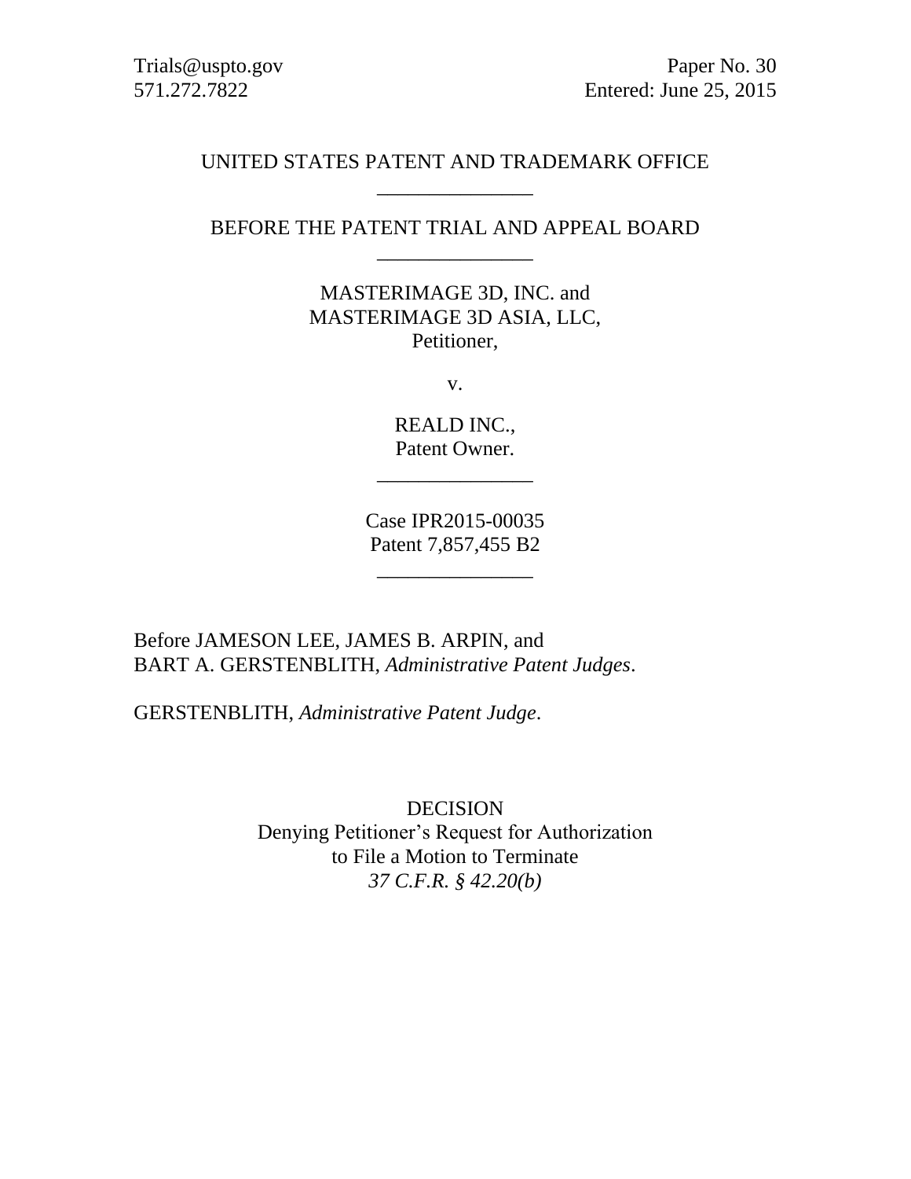Trials@uspto.gov
571.272.7822

Paper No. 30
Entered: June 25, 2015

UNITED STATES PATENT AND TRADEMARK OFFICE

---

BEFORE THE PATENT TRIAL AND APPEAL BOARD

---

MASTERIMAGE 3D, INC. and
MASTERIMAGE 3D ASIA, LLC,
Petitioner,

v.

REALD INC.,
Patent Owner.

---

Case IPR2015-00035
Patent 7,857,455 B2

---

Before JAMESON LEE, JAMES B. ARPIN, and
BART A. GERSTENBLITH, *Administrative Patent Judges*.

GERSTENBLITH, *Administrative Patent Judge*.

DECISION
Denying Petitioner's Request for Authorization
to File a Motion to Terminate
*37 C.F.R. § 42.20(b)*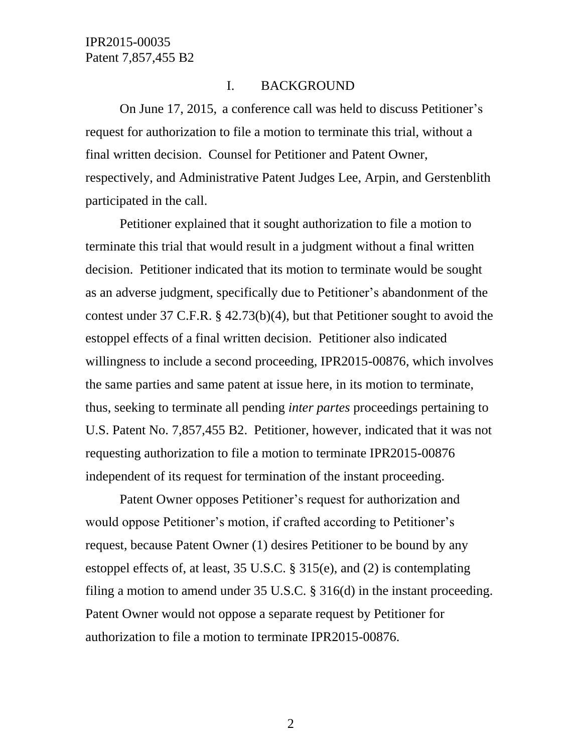## I. BACKGROUND

On June 17, 2015, a conference call was held to discuss Petitioner's request for authorization to file a motion to terminate this trial, without a final written decision. Counsel for Petitioner and Patent Owner, respectively, and Administrative Patent Judges Lee, Arpin, and Gerstenblith participated in the call.

Petitioner explained that it sought authorization to file a motion to terminate this trial that would result in a judgment without a final written decision. Petitioner indicated that its motion to terminate would be sought as an adverse judgment, specifically due to Petitioner's abandonment of the contest under 37 C.F.R. § 42.73(b)(4), but that Petitioner sought to avoid the estoppel effects of a final written decision. Petitioner also indicated willingness to include a second proceeding, IPR2015-00876, which involves the same parties and same patent at issue here, in its motion to terminate, thus, seeking to terminate all pending *inter partes* proceedings pertaining to U.S. Patent No. 7,857,455 B2. Petitioner, however, indicated that it was not requesting authorization to file a motion to terminate IPR2015-00876 independent of its request for termination of the instant proceeding.

Patent Owner opposes Petitioner's request for authorization and would oppose Petitioner's motion, if crafted according to Petitioner's request, because Patent Owner (1) desires Petitioner to be bound by any estoppel effects of, at least, 35 U.S.C. § 315(e), and (2) is contemplating filing a motion to amend under 35 U.S.C. § 316(d) in the instant proceeding. Patent Owner would not oppose a separate request by Petitioner for authorization to file a motion to terminate IPR2015-00876.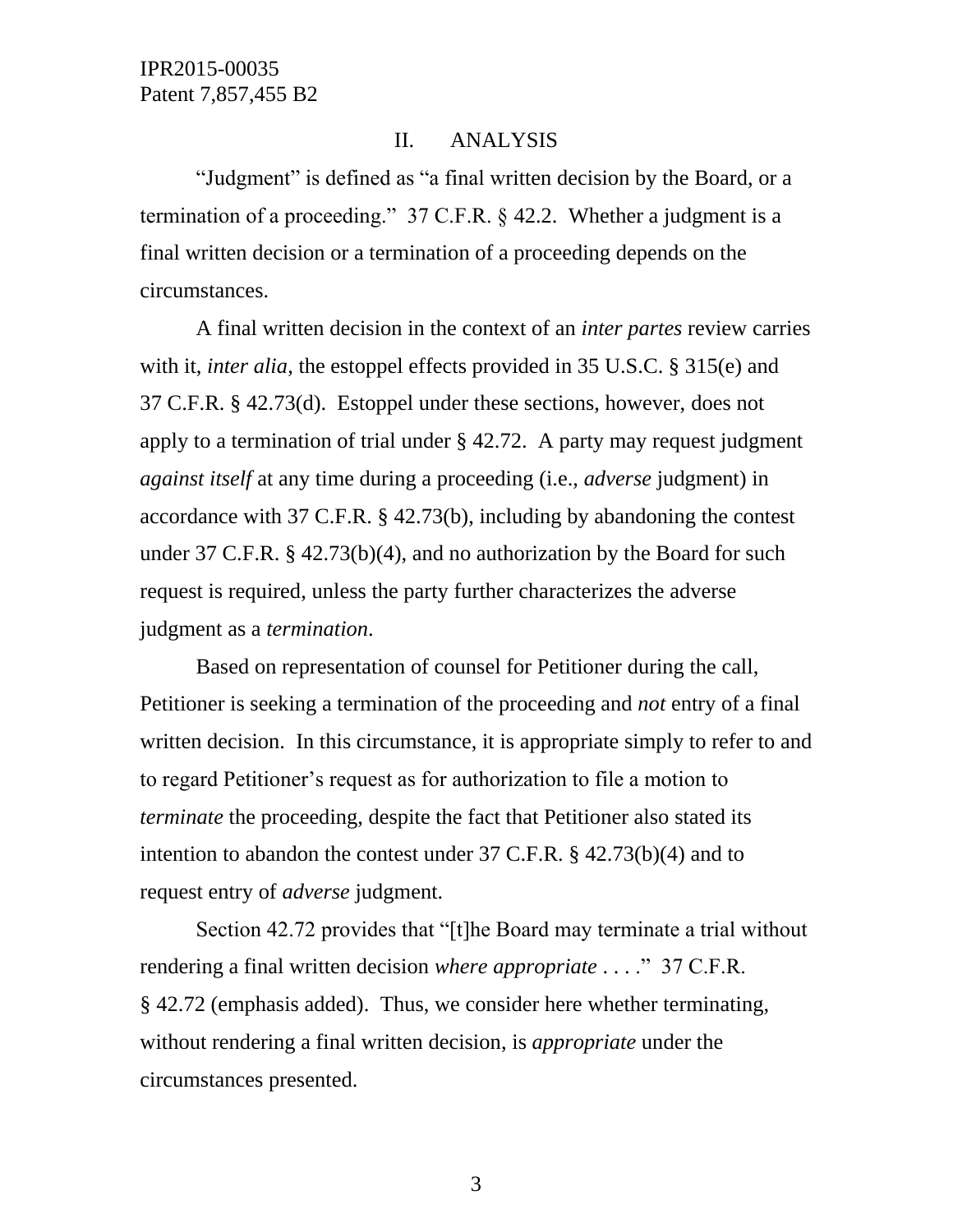## II. ANALYSIS

"Judgment" is defined as "a final written decision by the Board, or a termination of a proceeding." 37 C.F.R. § 42.2. Whether a judgment is a final written decision or a termination of a proceeding depends on the circumstances.

A final written decision in the context of an *inter partes* review carries with it, *inter alia*, the estoppel effects provided in 35 U.S.C. § 315(e) and 37 C.F.R. § 42.73(d). Estoppel under these sections, however, does not apply to a termination of trial under § 42.72. A party may request judgment *against itself* at any time during a proceeding (i.e., *adverse* judgment) in accordance with 37 C.F.R. § 42.73(b), including by abandoning the contest under 37 C.F.R. § 42.73(b)(4), and no authorization by the Board for such request is required, unless the party further characterizes the adverse judgment as a *termination*.

Based on representation of counsel for Petitioner during the call, Petitioner is seeking a termination of the proceeding and *not* entry of a final written decision. In this circumstance, it is appropriate simply to refer to and to regard Petitioner's request as for authorization to file a motion to *terminate* the proceeding, despite the fact that Petitioner also stated its intention to abandon the contest under 37 C.F.R. § 42.73(b)(4) and to request entry of *adverse* judgment.

Section 42.72 provides that "[t]he Board may terminate a trial without rendering a final written decision *where appropriate* . . . ." 37 C.F.R. § 42.72 (emphasis added). Thus, we consider here whether terminating, without rendering a final written decision, is *appropriate* under the circumstances presented.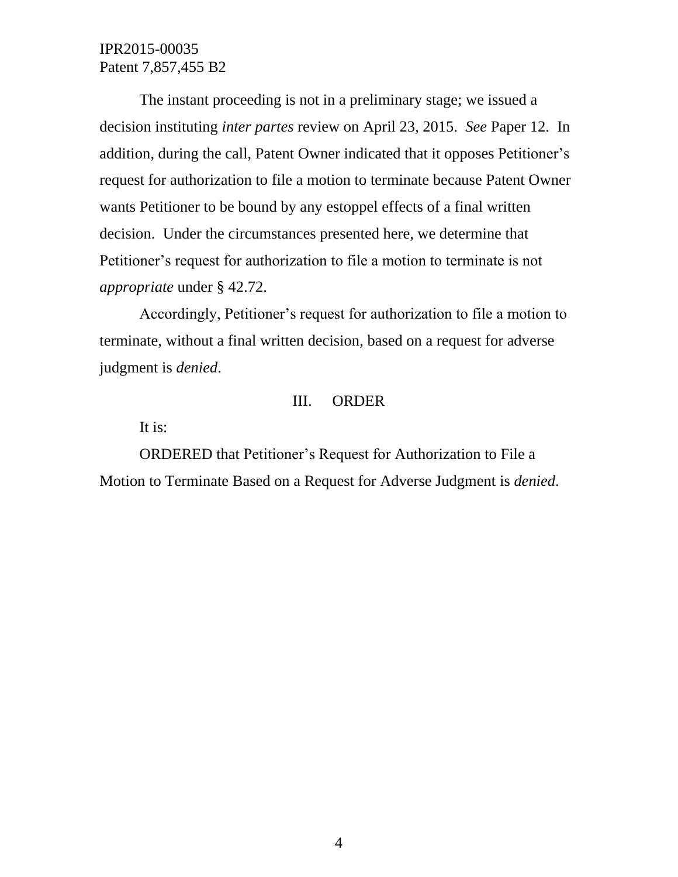The instant proceeding is not in a preliminary stage; we issued a decision instituting *inter partes* review on April 23, 2015. *See* Paper 12. In addition, during the call, Patent Owner indicated that it opposes Petitioner's request for authorization to file a motion to terminate because Patent Owner wants Petitioner to be bound by any estoppel effects of a final written decision. Under the circumstances presented here, we determine that Petitioner's request for authorization to file a motion to terminate is not *appropriate* under § 42.72.

Accordingly, Petitioner's request for authorization to file a motion to terminate, without a final written decision, based on a request for adverse judgment is *denied*.

## III. ORDER

It is:

ORDERED that Petitioner's Request for Authorization to File a Motion to Terminate Based on a Request for Adverse Judgment is *denied*.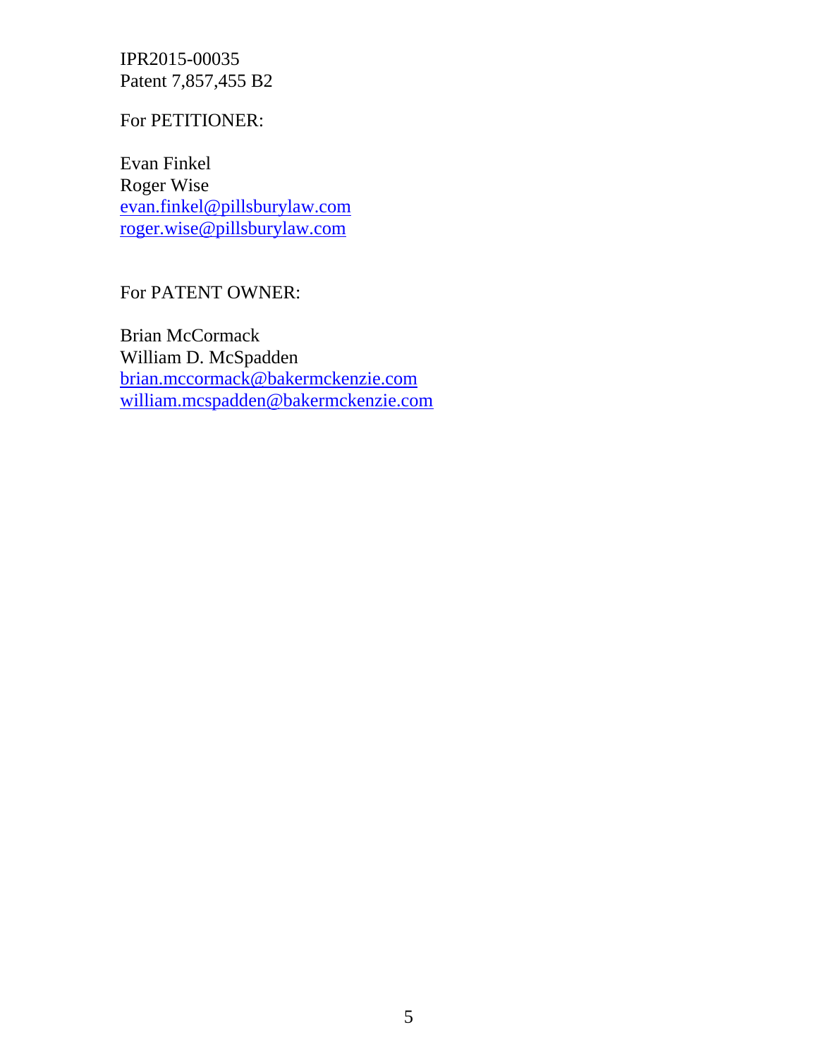IPR2015-00035
Patent 7,857,455 B2

For PETITIONER:

Evan Finkel
Roger Wise
evan.finkel@pillsburylaw.com
roger.wise@pillsburylaw.com

For PATENT OWNER:

Brian McCormack
William D. McSpadden
brian.mccormack@bakermckenzie.com
william.mcspadden@bakermckenzie.com